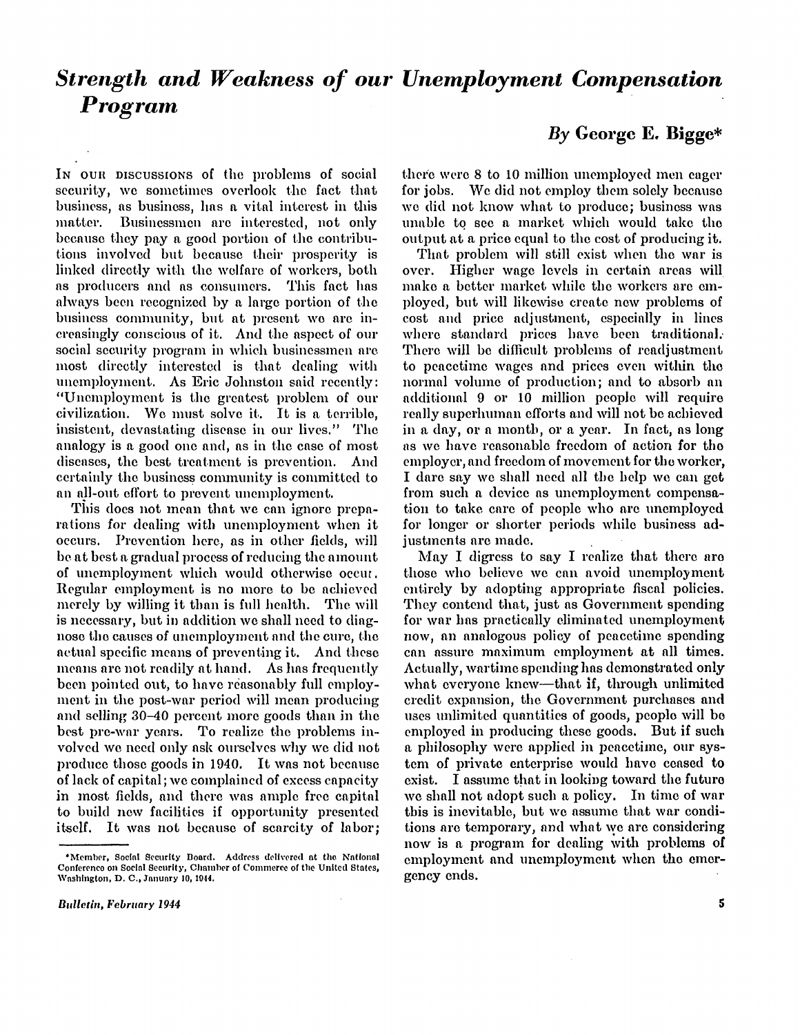# *Strength and Weakness of our Unemployment Compensation Program*

*By* **George E. Bigge***

In our discussions of the problems of social security, we sometimes overlook the fact that business, as business, has a vital interest in this matter. Businessmen are interested, not only because they pay a good portion of the contributions involved but because their prosperity is linked directly with the welfare of workers, both as producers and as consumers. This fact has always been recognized by a large portion of the business community, but at present we are increasingly conscious of it. And the aspect of our social security program in which businessmen are most directly interested is that dealing with unemployment. As Eric Johnston said recently: "Unemployment is the greatest problem of our civilization. We must solve it. It is a terrible, insistent, devastating disease in our lives." The analogy is a good one and, as in the case of most diseases, the best treatment is prevention. And certainly the business community is committed to an all-out effort to prevent unemployment.

This does not mean that we can ignore preparations for dealing with unemployment when it occurs. Prevention here, as in other fields, will be at best a gradual process of reducing the amount of unemployment which would otherwise occur. Regular employment is no more to be achieved merely by willing it than is full health. The will is necessary, but in addition we shall need to diagnose the causes of unemployment and the cure, the actual specific means of preventing it. And these means are not readily at hand. As has frequently been pointed out, to have reasonably full employment in the post-war period will mean producing and selling 30–40 percent more goods than in the best pre-war years. To realize the problems involved we need only ask ourselves why we did not produce those goods in 1940. It was not because of lack of capital; we complained of excess capacity in most fields, and there was ample free capital to build new facilities if opportunity presented itself. It was not because of scarcity of labor; there were 8 to 10 million unemployed men eager for jobs. We did not employ them solely because we did not know what to produce; business was unable to see a market which would take the output at a price equal to the cost of producing it.

That problem will still exist when the war is over. Higher wage levels in certain areas will make a better market while the workers are employed, but will likewise create new problems of cost and price adjustment, especially in lines where standard prices have been traditional. There will be difficult problems of readjustment to peacetime wages and prices even within the normal volume of production; and to absorb an additional 9 or 10 million people will require really superhuman efforts and will not be achieved in a day, or a month, or a year. In fact, as long as we have reasonable freedom of action for the employer, and freedom of movement for the worker, I dare say we shall need all the help we can get from such a device as unemployment compensation to take care of people who are unemployed for longer or shorter periods while business adjustments are made.

May I digress to say I realize that there are those who believe we can avoid unemployment entirely by adopting appropriate fiscal policies. They contend that, just as Government spending for war has practically eliminated unemployment now, an analogous policy of peacetime spending can assure maximum employment at all times. Actually, wartime spending has demonstrated only what everyone knew—that if, through unlimited credit expansion, the Government purchases and uses unlimited quantities of goods, people will be employed in producing these goods. But if such a philosophy were applied in peacetime, our system of private enterprise would have ceased to exist. I assume that in looking toward the future we shall not adopt such a policy. In time of war this is inevitable, but we assume that war conditions are temporary, and what we are considering now is a program for dealing with problems of employment and unemployment when the emergency ends.

---

*Member, Social Security Board. Address delivered at the National Conference on Social Security, Chamber of Commerce of the United States, Washington, D. C., January 10, 1944.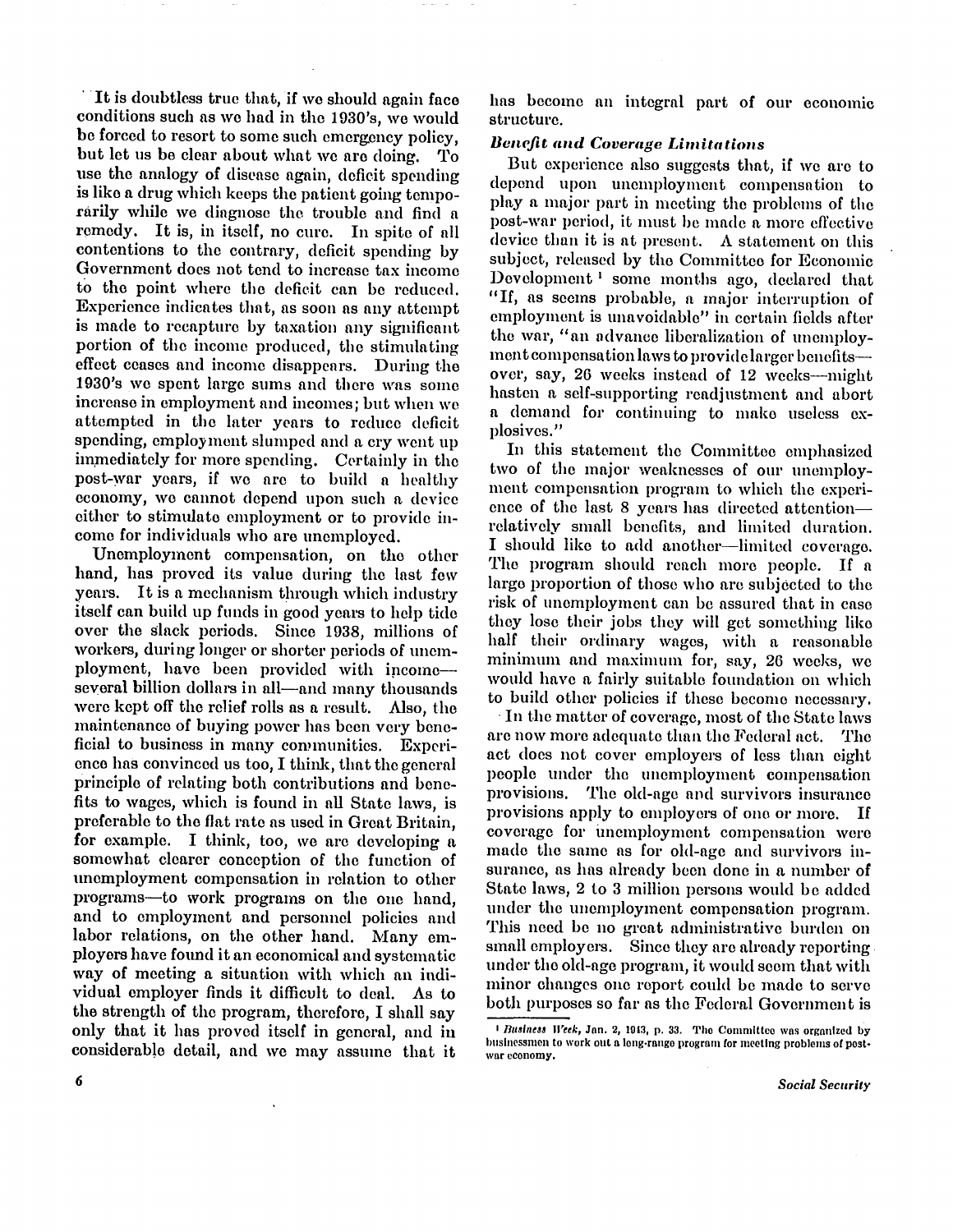It is doubtless true that, if we should again face conditions such as we had in the 1930's, we would be forced to resort to some such emergency policy, but let us be clear about what we are doing. To use the analogy of disease again, deficit spending is like a drug which keeps the patient going temporarily while we diagnose the trouble and find a remedy. It is, in itself, no cure. In spite of all contentions to the contrary, deficit spending by Government does not tend to increase tax income to the point where the deficit can be reduced. Experience indicates that, as soon as any attempt is made to recapture by taxation any significant portion of the income produced, the stimulating effect ceases and income disappears. During the 1930's we spent large sums and there was some increase in employment and incomes; but when we attempted in the later years to reduce deficit spending, employment slumped and a cry went up immediately for more spending. Certainly in the post-war years, if we are to build a healthy economy, we cannot depend upon such a device either to stimulate employment or to provide income for individuals who are unemployed.

Unemployment compensation, on the other hand, has proved its value during the last few years. It is a mechanism through which industry itself can build up funds in good years to help tide over the slack periods. Since 1938, millions of workers, during longer or shorter periods of unemployment, have been provided with income—several billion dollars in all—and many thousands were kept off the relief rolls as a result. Also, the maintenance of buying power has been very beneficial to business in many communities. Experience has convinced us too, I think, that the general principle of relating both contributions and benefits to wages, which is found in all State laws, is preferable to the flat rate as used in Great Britain, for example. I think, too, we are developing a somewhat clearer conception of the function of unemployment compensation in relation to other programs—to work programs on the one hand, and to employment and personnel policies and labor relations, on the other hand. Many employers have found it an economical and systematic way of meeting a situation with which an individual employer finds it difficult to deal. As to the strength of the program, therefore, I shall say only that it has proved itself in general, and in considerable detail, and we may assume that it has become an integral part of our economic structure.

### *Benefit and Coverage Limitations*

But experience also suggests that, if we are to depend upon unemployment compensation to play a major part in meeting the problems of the post-war period, it must be made a more effective device than it is at present. A statement on this subject, released by the Committee for Economic Development [1] some months ago, declared that "If, as seems probable, a major interruption of employment is unavoidable" in certain fields after the war, "an advance liberalization of unemployment compensation laws to provide larger benefits—over, say, 26 weeks instead of 12 weeks—might hasten a self-supporting readjustment and abort a demand for continuing to make useless explosives."

In this statement the Committee emphasized two of the major weaknesses of our unemployment compensation program to which the experience of the last 8 years has directed attention—relatively small benefits, and limited duration. I should like to add another—limited coverage. The program should reach more people. If a large proportion of those who are subjected to the risk of unemployment can be assured that in case they lose their jobs they will get something like half their ordinary wages, with a reasonable minimum and maximum for, say, 26 weeks, we would have a fairly suitable foundation on which to build other policies if these become necessary.

In the matter of coverage, most of the State laws are now more adequate than the Federal act. The act does not cover employers of less than eight people under the unemployment compensation provisions. The old-age and survivors insurance provisions apply to employers of one or more. If coverage for unemployment compensation were made the same as for old-age and survivors insurance, as has already been done in a number of State laws, 2 to 3 million persons would be added under the unemployment compensation program. This need be no great administrative burden on small employers. Since they are already reporting under the old-age program, it would seem that with minor changes one report could be made to serve both purposes so far as the Federal Government is

---

[1] *Business Week*, Jan. 2, 1943, p. 33. The Committee was organized by businessmen to work out a long-range program for meeting problems of post-war economy.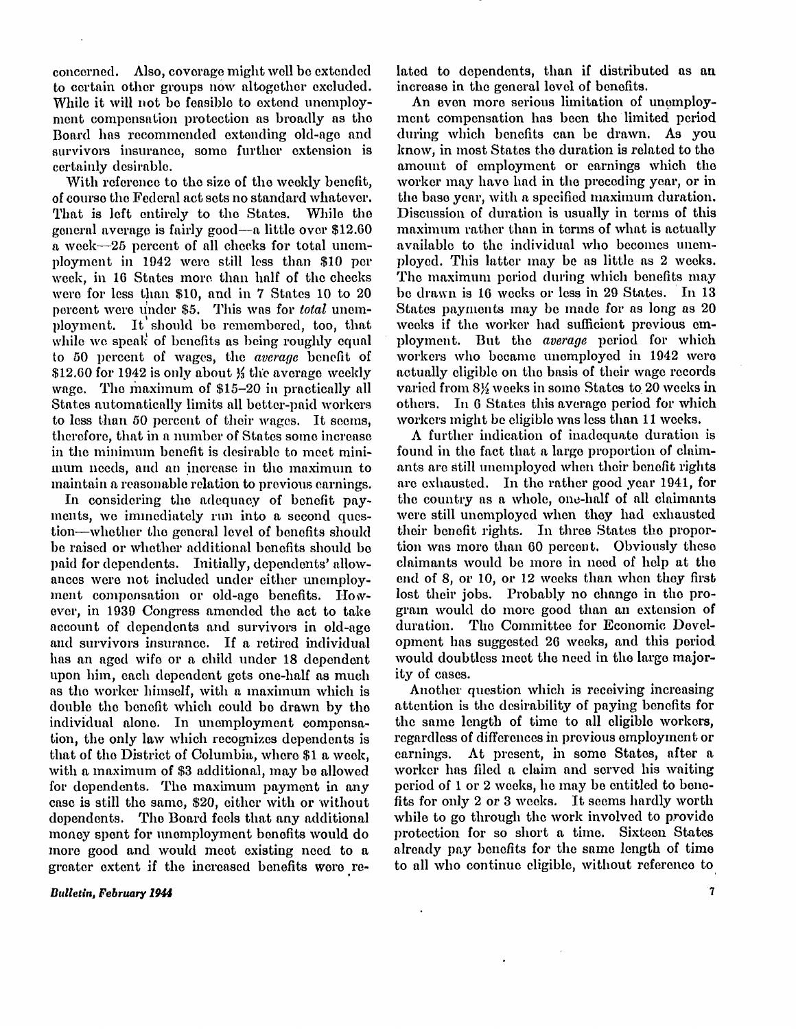concerned. Also, coverage might well be extended to certain other groups now altogether excluded. While it will not be feasible to extend unemployment compensation protection as broadly as the Board has recommended extending old-age and survivors insurance, some further extension is certainly desirable.

With reference to the size of the weekly benefit, of course the Federal act sets no standard whatever. That is left entirely to the States. While the general average is fairly good—a little over $12.60 a week—25 percent of all checks for total unemployment in 1942 were still less than $10 per week, in 16 States more than half of the checks were for less than $10, and in 7 States 10 to 20 percent were under $5. This was for *total* unemployment. It should be remembered, too, that while we speak of benefits as being roughly equal to 50 percent of wages, the *average* benefit of $12.60 for 1942 is only about ⅓ the average weekly wage. The maximum of $15–20 in practically all States automatically limits all better-paid workers to less than 50 percent of their wages. It seems, therefore, that in a number of States some increase in the minimum benefit is desirable to meet minimum needs, and an increase in the maximum to maintain a reasonable relation to previous earnings.

In considering the adequacy of benefit payments, we immediately run into a second question—whether the general level of benefits should be raised or whether additional benefits should be paid for dependents. Initially, dependents' allowances were not included under either unemployment compensation or old-age benefits. However, in 1939 Congress amended the act to take account of dependents and survivors in old-age and survivors insurance. If a retired individual has an aged wife or a child under 18 dependent upon him, each dependent gets one-half as much as the worker himself, with a maximum which is double the benefit which could be drawn by the individual alone. In unemployment compensation, the only law which recognizes dependents is that of the District of Columbia, where $1 a week, with a maximum of $3 additional, may be allowed for dependents. The maximum payment in any case is still the same, $20, either with or without dependents. The Board feels that any additional money spent for unemployment benefits would do more good and would meet existing need to a greater extent if the increased benefits were related to dependents, than if distributed as an increase in the general level of benefits.

An even more serious limitation of unemployment compensation has been the limited period during which benefits can be drawn. As you know, in most States the duration is related to the amount of employment or earnings which the worker may have had in the preceding year, or in the base year, with a specified maximum duration. Discussion of duration is usually in terms of this maximum rather than in terms of what is actually available to the individual who becomes unemployed. This latter may be as little as 2 weeks. The maximum period during which benefits may be drawn is 16 weeks or less in 29 States. In 13 States payments may be made for as long as 20 weeks if the worker had sufficient previous employment. But the *average* period for which workers who became unemployed in 1942 were actually eligible on the basis of their wage records varied from 8½ weeks in some States to 20 weeks in others. In 6 States this average period for which workers might be eligible was less than 11 weeks.

A further indication of inadequate duration is found in the fact that a large proportion of claimants are still unemployed when their benefit rights are exhausted. In the rather good year 1941, for the country as a whole, one-half of all claimants were still unemployed when they had exhausted their benefit rights. In three States the proportion was more than 60 percent. Obviously these claimants would be more in need of help at the end of 8, or 10, or 12 weeks than when they first lost their jobs. Probably no change in the program would do more good than an extension of duration. The Committee for Economic Development has suggested 26 weeks, and this period would doubtless meet the need in the large majority of cases.

Another question which is receiving increasing attention is the desirability of paying benefits for the same length of time to all eligible workers, regardless of differences in previous employment or earnings. At present, in some States, after a worker has filed a claim and served his waiting period of 1 or 2 weeks, he may be entitled to benefits for only 2 or 3 weeks. It seems hardly worth while to go through the work involved to provide protection for so short a time. Sixteen States already pay benefits for the same length of time to all who continue eligible, without reference to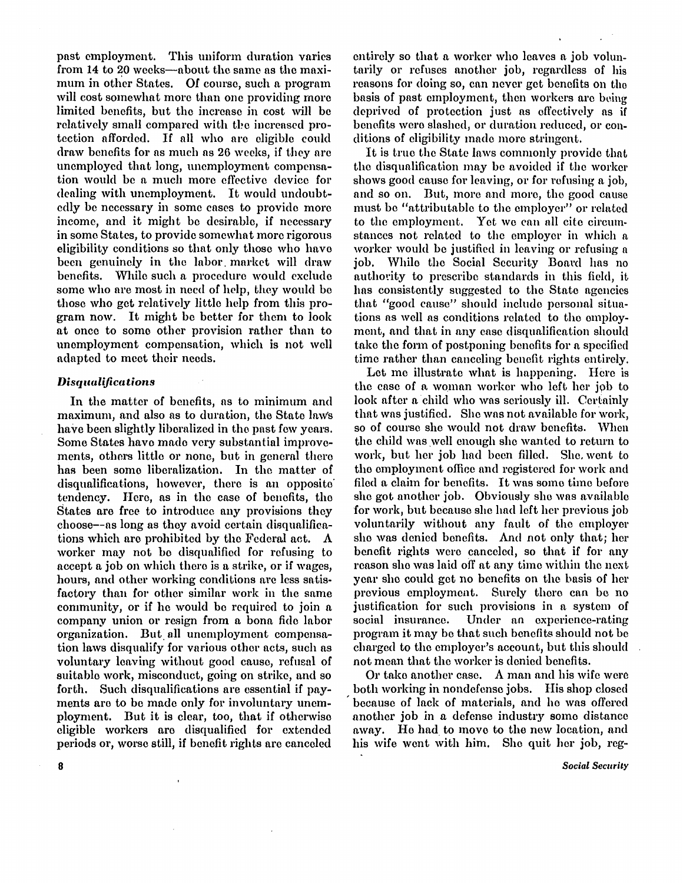past employment. This uniform duration varies from 14 to 20 weeks—about the same as the maximum in other States. Of course, such a program will cost somewhat more than one providing more limited benefits, but the increase in cost will be relatively small compared with the increased protection afforded. If all who are eligible could draw benefits for as much as 26 weeks, if they are unemployed that long, unemployment compensation would be a much more effective device for dealing with unemployment. It would undoubtedly be necessary in some cases to provide more income, and it might be desirable, if necessary in some States, to provide somewhat more rigorous eligibility conditions so that only those who have been genuinely in the labor market will draw benefits. While such a procedure would exclude some who are most in need of help, they would be those who get relatively little help from this program now. It might be better for them to look at once to some other provision rather than to unemployment compensation, which is not well adapted to meet their needs.

### *Disqualifications*

In the matter of benefits, as to minimum and maximum, and also as to duration, the State laws have been slightly liberalized in the past few years. Some States have made very substantial improvements, others little or none, but in general there has been some liberalization. In the matter of disqualifications, however, there is an opposite tendency. Here, as in the case of benefits, the States are free to introduce any provisions they choose—as long as they avoid certain disqualifications which are prohibited by the Federal act. A worker may not be disqualified for refusing to accept a job on which there is a strike, or if wages, hours, and other working conditions are less satisfactory than for other similar work in the same community, or if he would be required to join a company union or resign from a bona fide labor organization. But all unemployment compensation laws disqualify for various other acts, such as voluntary leaving without good cause, refusal of suitable work, misconduct, going on strike, and so forth. Such disqualifications are essential if payments are to be made only for involuntary unemployment. But it is clear, too, that if otherwise eligible workers are disqualified for extended periods or, worse still, if benefit rights are canceled entirely so that a worker who leaves a job voluntarily or refuses another job, regardless of his reasons for doing so, can never get benefits on the basis of past employment, then workers are being deprived of protection just as effectively as if benefits were slashed, or duration reduced, or conditions of eligibility made more stringent.

It is true the State laws commonly provide that the disqualification may be avoided if the worker shows good cause for leaving, or for refusing a job, and so on. But, more and more, the good cause must be "attributable to the employer" or related to the employment. Yet we can all cite circumstances not related to the employer in which a worker would be justified in leaving or refusing a job. While the Social Security Board has no authority to prescribe standards in this field, it has consistently suggested to the State agencies that "good cause" should include personal situations as well as conditions related to the employment, and that in any case disqualification should take the form of postponing benefits for a specified time rather than canceling benefit rights entirely.

Let me illustrate what is happening. Here is the case of a woman worker who left her job to look after a child who was seriously ill. Certainly that was justified. She was not available for work, so of course she would not draw benefits. When the child was well enough she wanted to return to work, but her job had been filled. She went to the employment office and registered for work and filed a claim for benefits. It was some time before she got another job. Obviously she was available for work, but because she had left her previous job voluntarily without any fault of the employer she was denied benefits. And not only that; her benefit rights were canceled, so that if for any reason she was laid off at any time within the next year she could get no benefits on the basis of her previous employment. Surely there can be no justification for such provisions in a system of social insurance. Under an experience-rating program it may be that such benefits should not be charged to the employer's account, but this should not mean that the worker is denied benefits.

Or take another case. A man and his wife were both working in nondefense jobs. His shop closed because of lack of materials, and he was offered another job in a defense industry some distance away. He had to move to the new location, and his wife went with him. She quit her job, reg-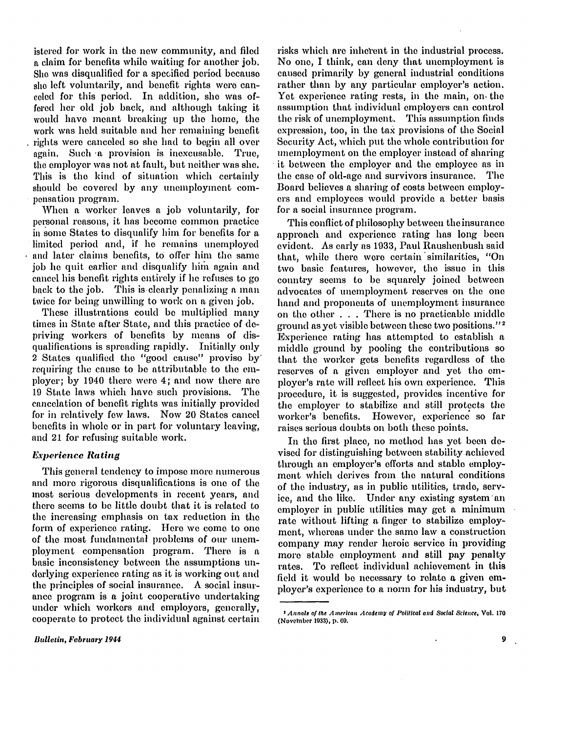istered for work in the new community, and filed a claim for benefits while waiting for another job. She was disqualified for a specified period because she left voluntarily, and benefit rights were canceled for this period. In addition, she was offered her old job back, and although taking it would have meant breaking up the home, the work was held suitable and her remaining benefit rights were canceled so she had to begin all over again. Such a provision is inexcusable. True, the employer was not at fault, but neither was she. This is the kind of situation which certainly should be covered by any unemployment compensation program.

When a worker leaves a job voluntarily, for personal reasons, it has become common practice in some States to disqualify him for benefits for a limited period and, if he remains unemployed and later claims benefits, to offer him the same job he quit earlier and disqualify him again and cancel his benefit rights entirely if he refuses to go back to the job. This is clearly penalizing a man twice for being unwilling to work on a given job.

These illustrations could be multiplied many times in State after State, and this practice of depriving workers of benefits by means of disqualifications is spreading rapidly. Initially only 2 States qualified the "good cause" proviso by requiring the cause to be attributable to the employer; by 1940 there were 4; and now there are 19 State laws which have such provisions. The cancelation of benefit rights was initially provided for in relatively few laws. Now 20 States cancel benefits in whole or in part for voluntary leaving, and 21 for refusing suitable work.

### *Experience Rating*

This general tendency to impose more numerous and more rigorous disqualifications is one of the most serious developments in recent years, and there seems to be little doubt that it is related to the increasing emphasis on tax reduction in the form of experience rating. Here we come to one of the most fundamental problems of our unemployment compensation program. There is a basic inconsistency between the assumptions underlying experience rating as it is working out and the principles of social insurance. A social insurance program is a joint cooperative undertaking under which workers and employers, generally, cooperate to protect the individual against certain risks which are inherent in the industrial process. No one, I think, can deny that unemployment is caused primarily by general industrial conditions rather than by any particular employer's action. Yet experience rating rests, in the main, on the assumption that individual employers can control the risk of unemployment. This assumption finds expression, too, in the tax provisions of the Social Security Act, which put the whole contribution for unemployment on the employer instead of sharing it between the employer and the employee as in the case of old-age and survivors insurance. The Board believes a sharing of costs between employers and employees would provide a better basis for a social insurance program.

This conflict of philosophy between the insurance approach and experience rating has long been evident. As early as 1933, Paul Raushenbush said that, while there were certain similarities, "On two basic features, however, the issue in this country seems to be squarely joined between advocates of unemployment reserves on the one hand and proponents of unemployment insurance on the other . . . There is no practicable middle ground as yet visible between these two positions."[2] Experience rating has attempted to establish a middle ground by pooling the contributions so that the worker gets benefits regardless of the reserves of a given employer and yet the employer's rate will reflect his own experience. This procedure, it is suggested, provides incentive for the employer to stabilize and still protects the worker's benefits. However, experience so far raises serious doubts on both these points.

In the first place, no method has yet been devised for distinguishing between stability achieved through an employer's efforts and stable employment which derives from the natural conditions of the industry, as in public utilities, trade, service, and the like. Under any existing system an employer in public utilities may get a minimum rate without lifting a finger to stabilize employment, whereas under the same law a construction company may render heroic service in providing more stable employment and still pay penalty rates. To reflect individual achievement in this field it would be necessary to relate a given employer's experience to a norm for his industry, but

---

[2] *Annals of the American Academy of Political and Social Science*, Vol. 170 (November 1933), p. 69.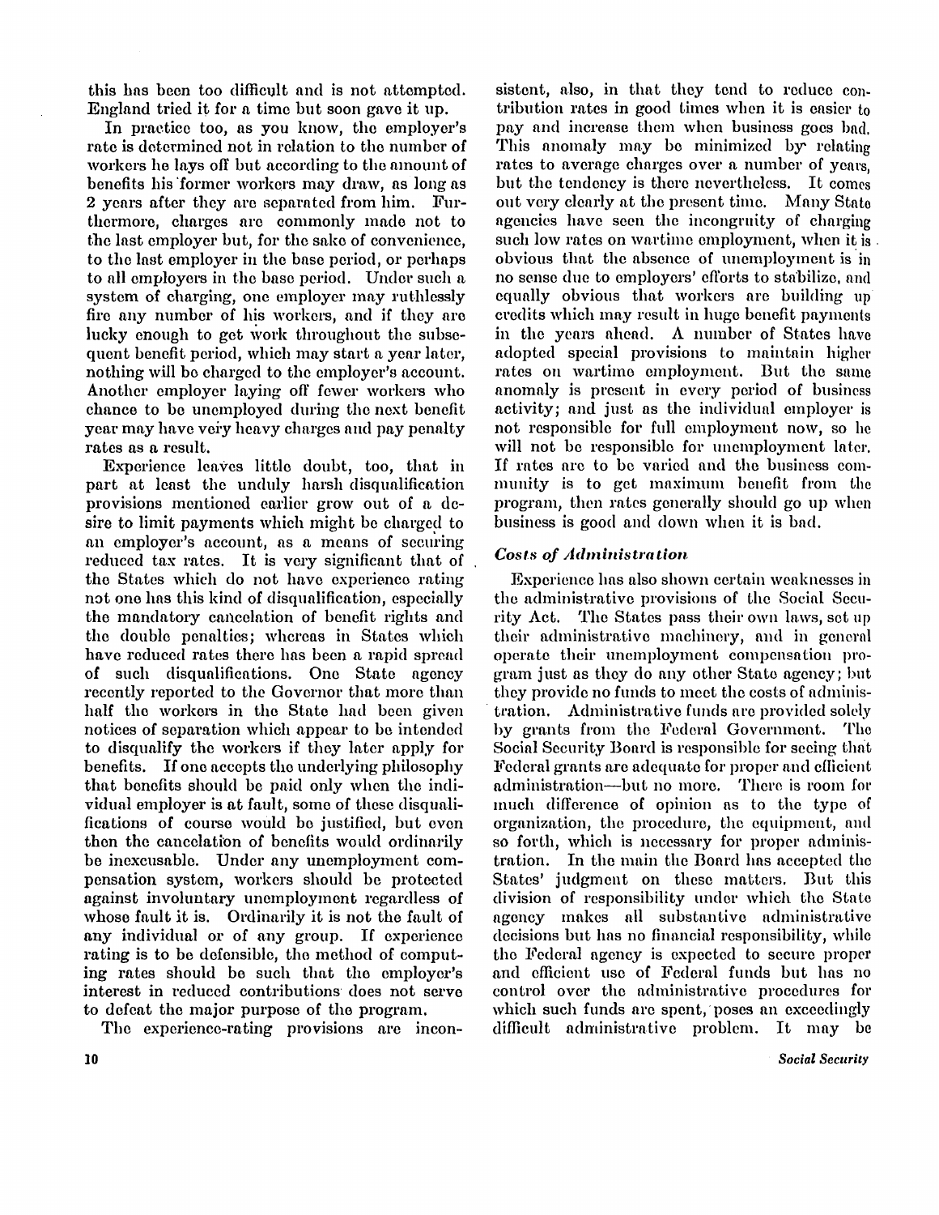this has been too difficult and is not attempted. England tried it for a time but soon gave it up.

In practice too, as you know, the employer's rate is determined not in relation to the number of workers he lays off but according to the amount of benefits his former workers may draw, as long as 2 years after they are separated from him. Furthermore, charges are commonly made not to the last employer but, for the sake of convenience, to the last employer in the base period, or perhaps to all employers in the base period. Under such a system of charging, one employer may ruthlessly fire any number of his workers, and if they are lucky enough to get work throughout the subsequent benefit period, which may start a year later, nothing will be charged to the employer's account. Another employer laying off fewer workers who chance to be unemployed during the next benefit year may have very heavy charges and pay penalty rates as a result.

Experience leaves little doubt, too, that in part at least the unduly harsh disqualification provisions mentioned earlier grow out of a desire to limit payments which might be charged to an employer's account, as a means of securing reduced tax rates. It is very significant that of the States which do not have experience rating not one has this kind of disqualification, especially the mandatory cancelation of benefit rights and the double penalties; whereas in States which have reduced rates there has been a rapid spread of such disqualifications. One State agency recently reported to the Governor that more than half the workers in the State had been given notices of separation which appear to be intended to disqualify the workers if they later apply for benefits. If one accepts the underlying philosophy that benefits should be paid only when the individual employer is at fault, some of these disqualifications of course would be justified, but even then the cancelation of benefits would ordinarily be inexcusable. Under any unemployment compensation system, workers should be protected against involuntary unemployment regardless of whose fault it is. Ordinarily it is not the fault of any individual or of any group. If experience rating is to be defensible, the method of computing rates should be such that the employer's interest in reduced contributions does not serve to defeat the major purpose of the program.

The experience-rating provisions are inconsistent, also, in that they tend to reduce contribution rates in good times when it is easier to pay and increase them when business goes bad. This anomaly may be minimized by relating rates to average charges over a number of years, but the tendency is there nevertheless. It comes out very clearly at the present time. Many State agencies have seen the incongruity of charging such low rates on wartime employment, when it is obvious that the absence of unemployment is in no sense due to employers' efforts to stabilize, and equally obvious that workers are building up credits which may result in huge benefit payments in the years ahead. A number of States have adopted special provisions to maintain higher rates on wartime employment. But the same anomaly is present in every period of business activity; and just as the individual employer is not responsible for full employment now, so he will not be responsible for unemployment later. If rates are to be varied and the business community is to get maximum benefit from the program, then rates generally should go up when business is good and down when it is bad.

### *Costs of Administration*

Experience has also shown certain weaknesses in the administrative provisions of the Social Security Act. The States pass their own laws, set up their administrative machinery, and in general operate their unemployment compensation program just as they do any other State agency; but they provide no funds to meet the costs of administration. Administrative funds are provided solely by grants from the Federal Government. The Social Security Board is responsible for seeing that Federal grants are adequate for proper and efficient administration—but no more. There is room for much difference of opinion as to the type of organization, the procedure, the equipment, and so forth, which is necessary for proper administration. In the main the Board has accepted the States' judgment on these matters. But this division of responsibility under which the State agency makes all substantive administrative decisions but has no financial responsibility, while the Federal agency is expected to secure proper and efficient use of Federal funds but has no control over the administrative procedures for which such funds are spent, poses an exceedingly difficult administrative problem. It may be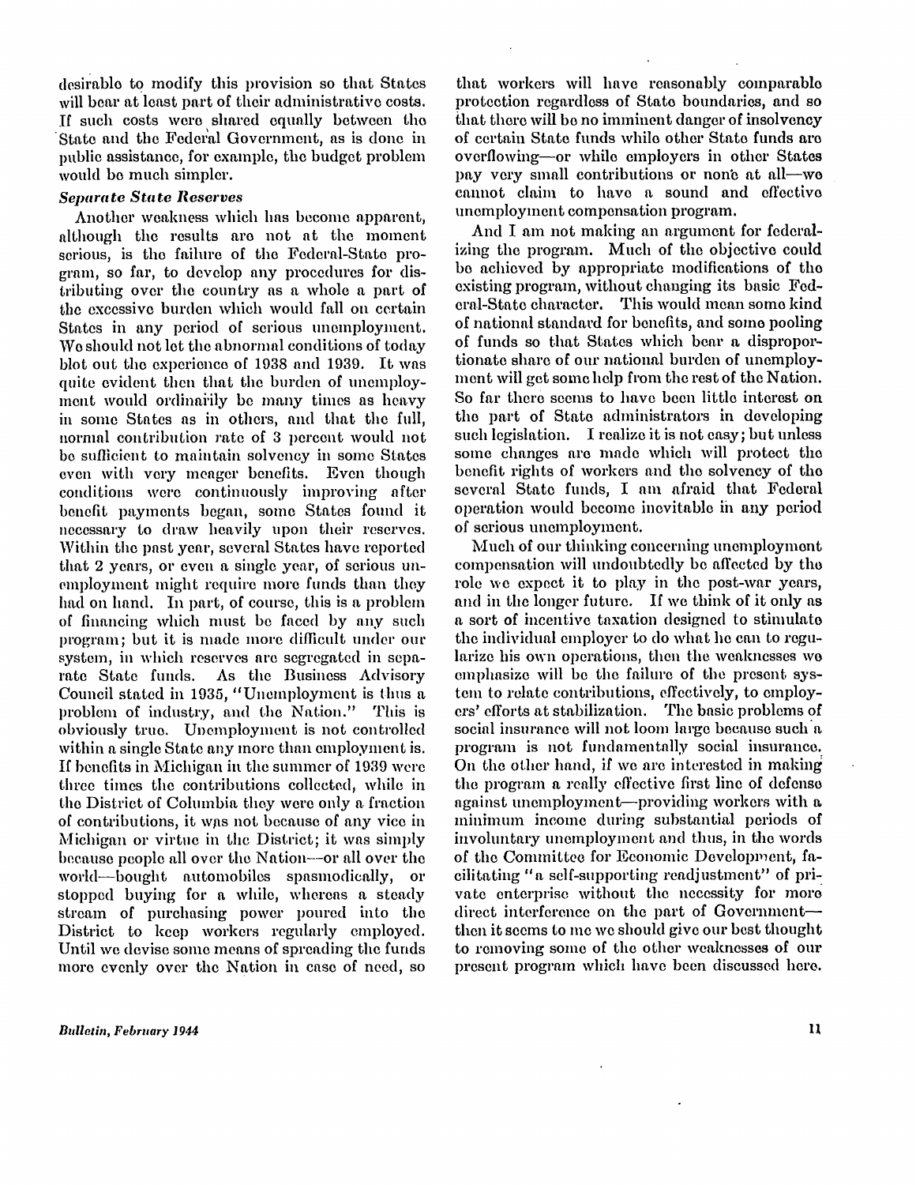desirable to modify this provision so that States will bear at least part of their administrative costs. If such costs were shared equally between the State and the Federal Government, as is done in public assistance, for example, the budget problem would be much simpler.

### *Separate State Reserves*

Another weakness which has become apparent, although the results are not at the moment serious, is the failure of the Federal-State program, so far, to develop any procedures for distributing over the country as a whole a part of the excessive burden which would fall on certain States in any period of serious unemployment. We should not let the abnormal conditions of today blot out the experience of 1938 and 1939. It was quite evident then that the burden of unemployment would ordinarily be many times as heavy in some States as in others, and that the full, normal contribution rate of 3 percent would not be sufficient to maintain solvency in some States even with very meager benefits. Even though conditions were continuously improving after benefit payments began, some States found it necessary to draw heavily upon their reserves. Within the past year, several States have reported that 2 years, or even a single year, of serious unemployment might require more funds than they had on hand. In part, of course, this is a problem of financing which must be faced by any such program; but it is made more difficult under our system, in which reserves are segregated in separate State funds. As the Business Advisory Council stated in 1935, "Unemployment is thus a problem of industry, and the Nation." This is obviously true. Unemployment is not controlled within a single State any more than employment is. If benefits in Michigan in the summer of 1939 were three times the contributions collected, while in the District of Columbia they were only a fraction of contributions, it was not because of any vice in Michigan or virtue in the District; it was simply because people all over the Nation—or all over the world—bought automobiles spasmodically, or stopped buying for a while, whereas a steady stream of purchasing power poured into the District to keep workers regularly employed. Until we devise some means of spreading the funds more evenly over the Nation in case of need, so that workers will have reasonably comparable protection regardless of State boundaries, and so that there will be no imminent danger of insolvency of certain State funds while other State funds are overflowing—or while employers in other States pay very small contributions or none at all—we cannot claim to have a sound and effective unemployment compensation program.

And I am not making an argument for federalizing the program. Much of the objective could be achieved by appropriate modifications of the existing program, without changing its basic Federal-State character. This would mean some kind of national standard for benefits, and some pooling of funds so that States which bear a disproportionate share of our national burden of unemployment will get some help from the rest of the Nation. So far there seems to have been little interest on the part of State administrators in developing such legislation. I realize it is not easy; but unless some changes are made which will protect the benefit rights of workers and the solvency of the several State funds, I am afraid that Federal operation would become inevitable in any period of serious unemployment.

Much of our thinking concerning unemployment compensation will undoubtedly be affected by the role we expect it to play in the post-war years, and in the longer future. If we think of it only as a sort of incentive taxation designed to stimulate the individual employer to do what he can to regularize his own operations, then the weaknesses we emphasize will be the failure of the present system to relate contributions, effectively, to employers' efforts at stabilization. The basic problems of social insurance will not loom large because such a program is not fundamentally social insurance. On the other hand, if we are interested in making the program a really effective first line of defense against unemployment—providing workers with a minimum income during substantial periods of involuntary unemployment and thus, in the words of the Committee for Economic Development, facilitating "a self-supporting readjustment" of private enterprise without the necessity for more direct interference on the part of Government—then it seems to me we should give our best thought to removing some of the other weaknesses of our present program which have been discussed here.